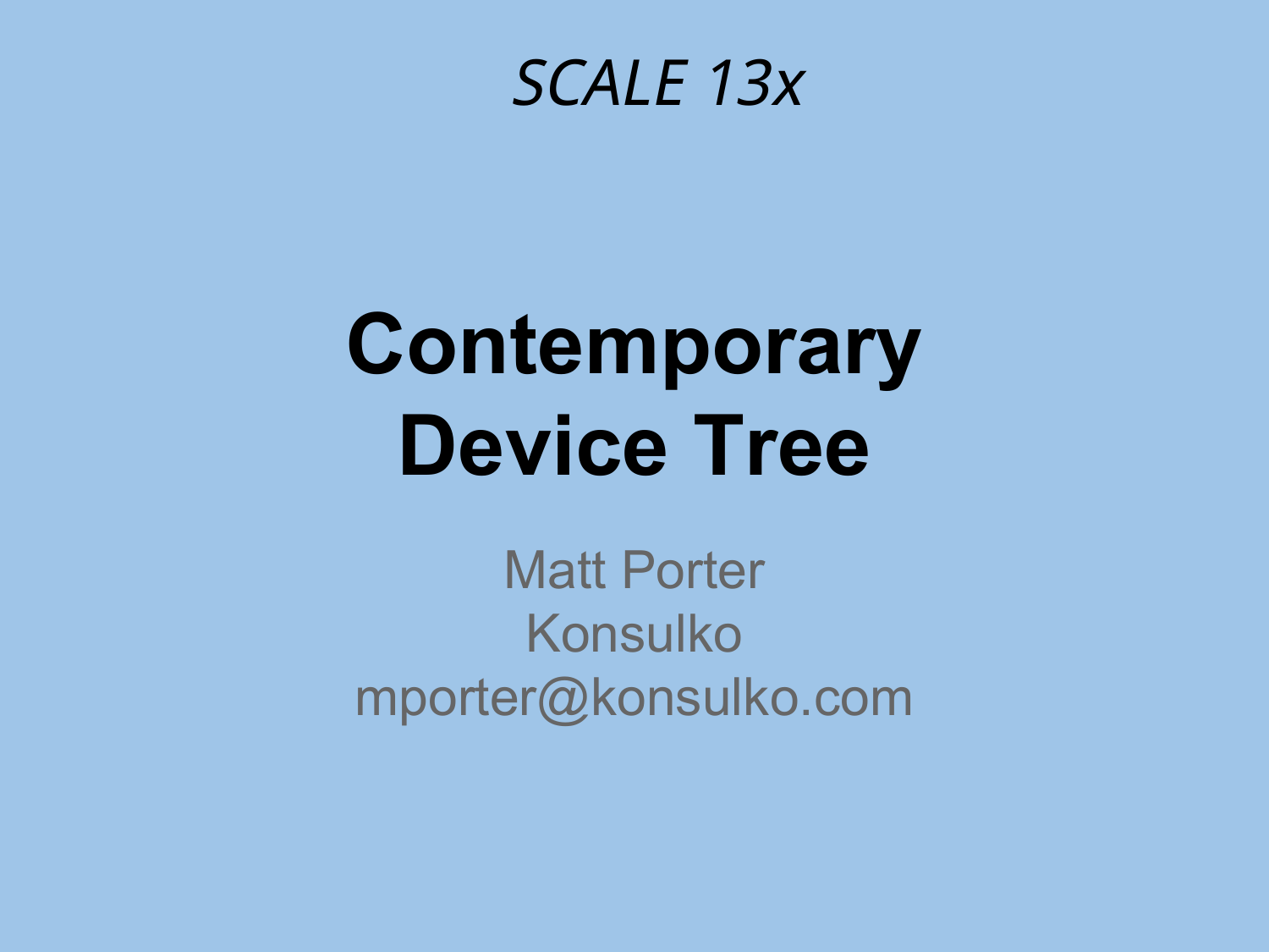*SCALE 13x*

# Contemporary Device Tree

Matt Porter
Konsulko
mporter@konsulko.com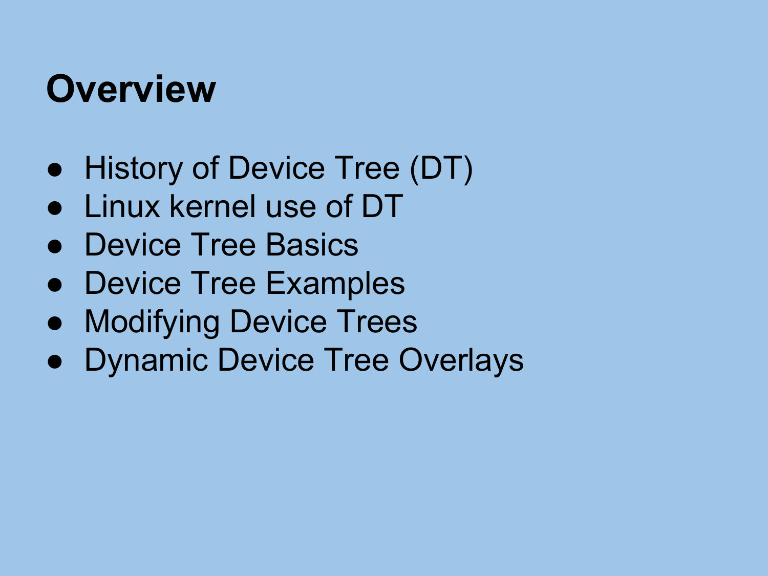# Overview

- History of Device Tree (DT)
- Linux kernel use of DT
- Device Tree Basics
- Device Tree Examples
- Modifying Device Trees
- Dynamic Device Tree Overlays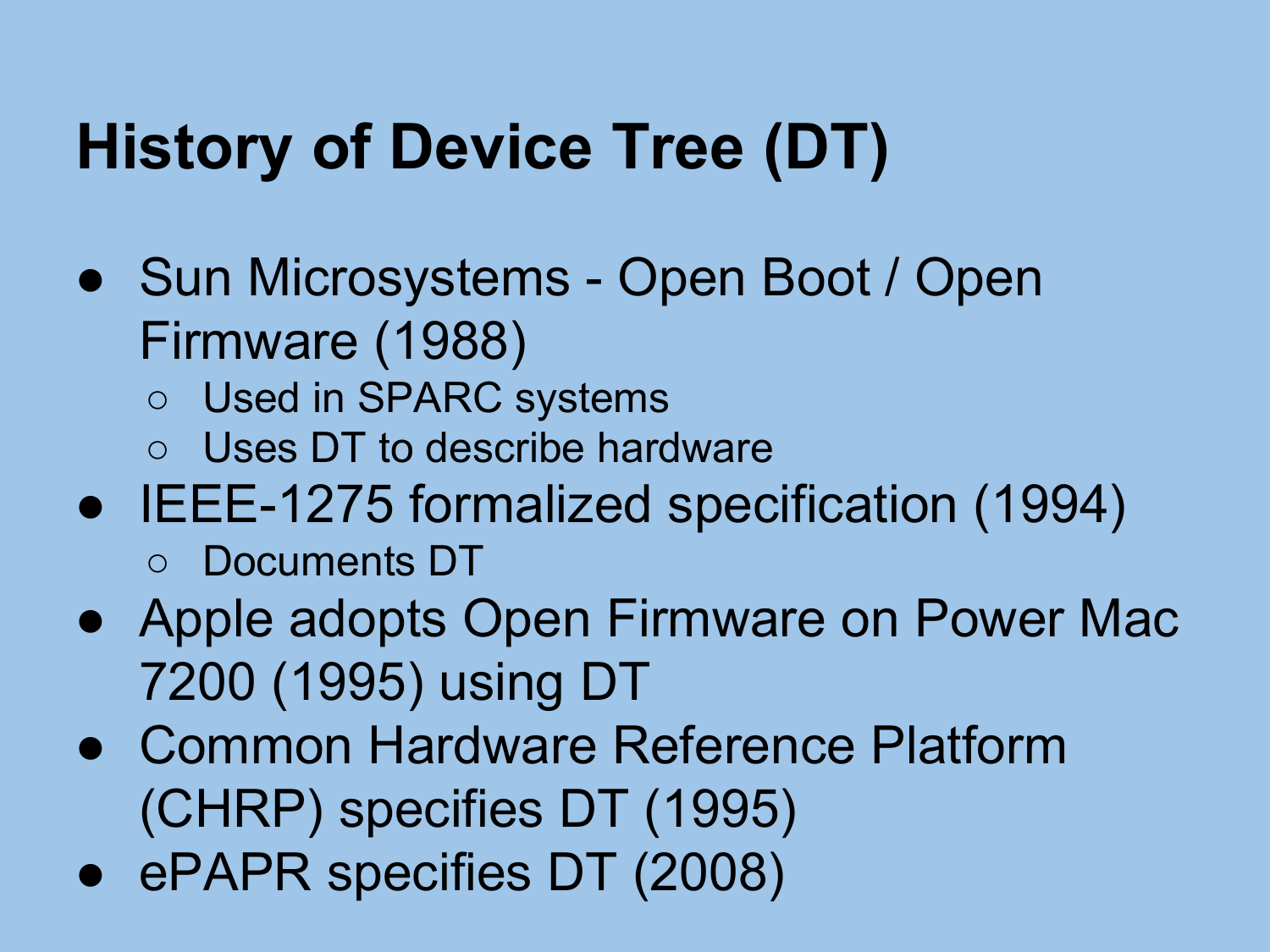# History of Device Tree (DT)

- Sun Microsystems - Open Boot / Open Firmware (1988)
  - Used in SPARC systems
  - Uses DT to describe hardware
- IEEE-1275 formalized specification (1994)
  - Documents DT
- Apple adopts Open Firmware on Power Mac 7200 (1995) using DT
- Common Hardware Reference Platform (CHRP) specifies DT (1995)
- ePAPR specifies DT (2008)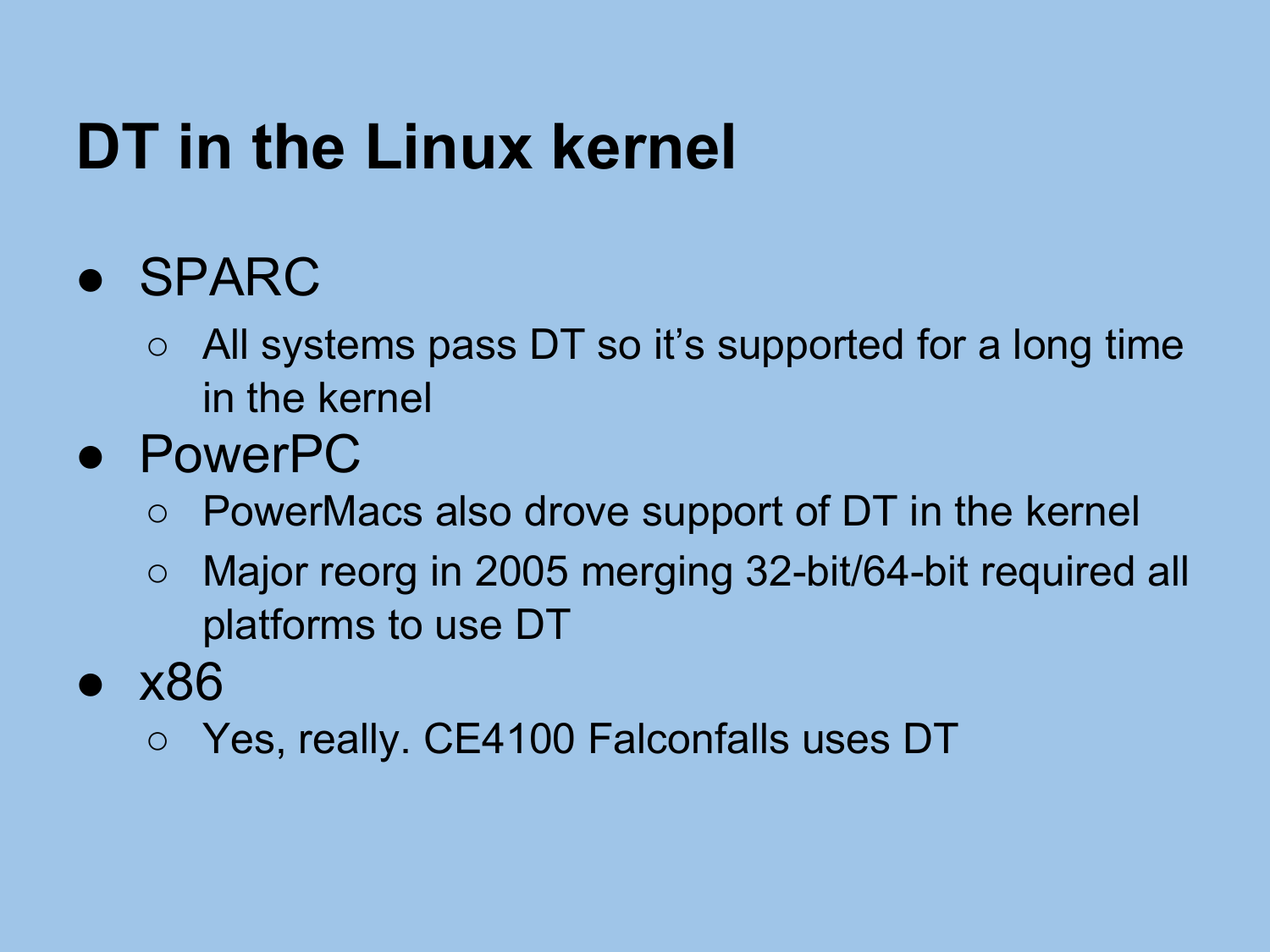# DT in the Linux kernel

- SPARC
  - All systems pass DT so it's supported for a long time in the kernel
- PowerPC
  - PowerMacs also drove support of DT in the kernel
  - Major reorg in 2005 merging 32-bit/64-bit required all platforms to use DT
- x86
  - Yes, really. CE4100 Falconfalls uses DT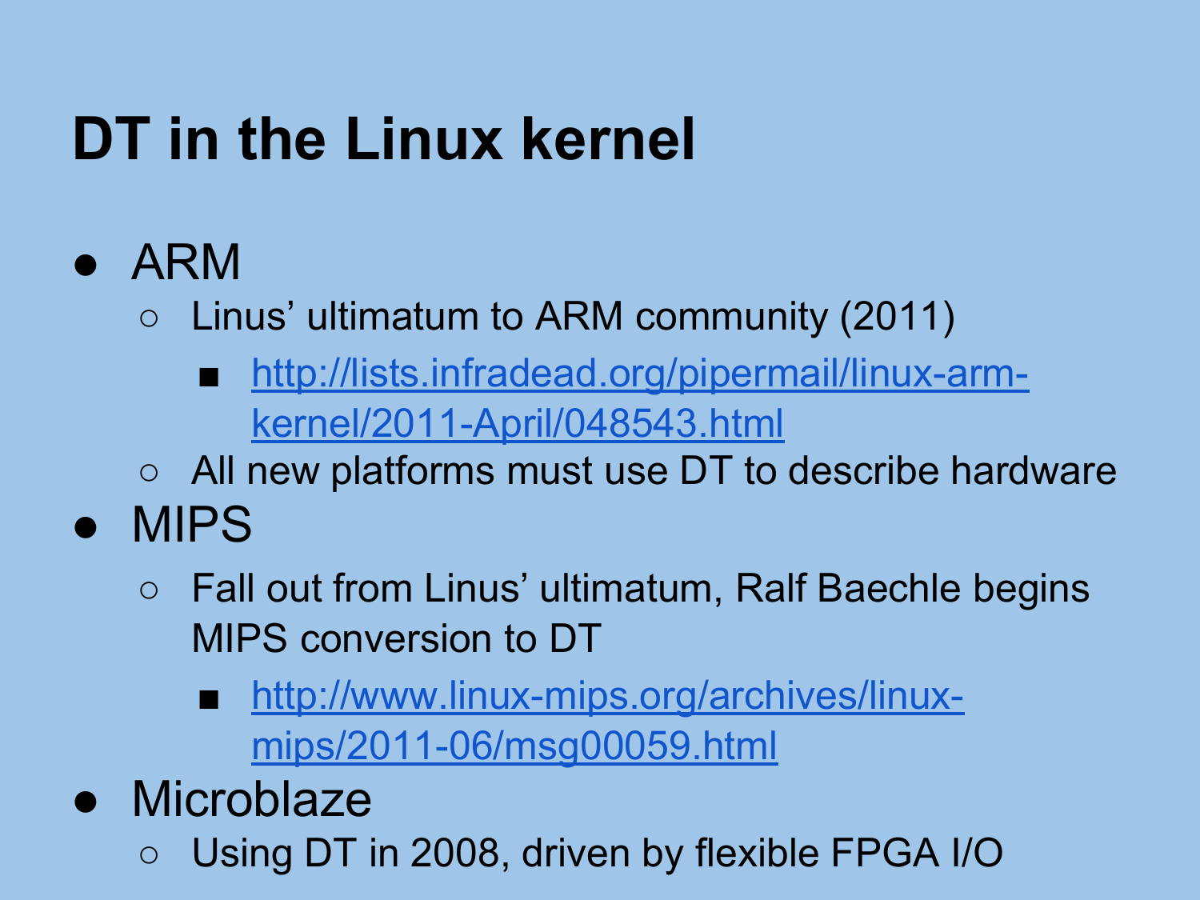# DT in the Linux kernel

- ARM
  - Linus' ultimatum to ARM community (2011)
    - [http://lists.infradead.org/pipermail/linux-arm-kernel/2011-April/048543.html](http://lists.infradead.org/pipermail/linux-arm-kernel/2011-April/048543.html)
  - All new platforms must use DT to describe hardware
- MIPS
  - Fall out from Linus' ultimatum, Ralf Baechle begins MIPS conversion to DT
    - [http://www.linux-mips.org/archives/linux-mips/2011-06/msg00059.html](http://www.linux-mips.org/archives/linux-mips/2011-06/msg00059.html)
- Microblaze
  - Using DT in 2008, driven by flexible FPGA I/O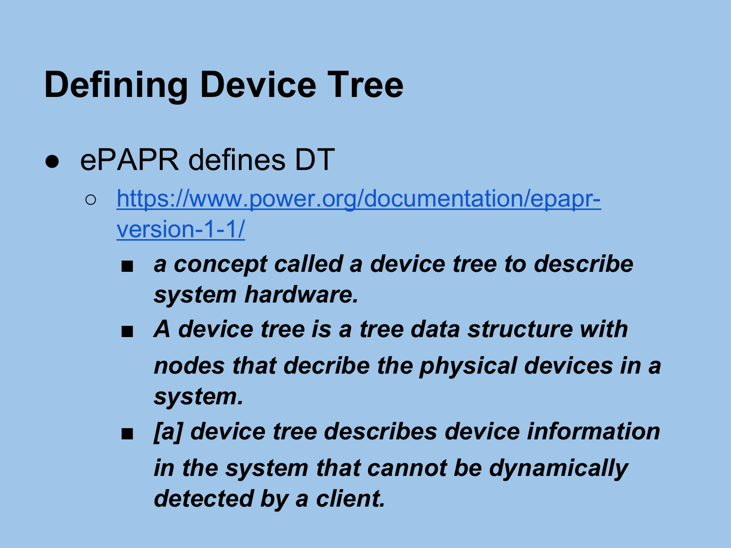# Defining Device Tree

- ePAPR defines DT
  - [https://www.power.org/documentation/epapr-version-1-1/](https://www.power.org/documentation/epapr-version-1-1/)
    - ***a concept called a device tree to describe system hardware.***
    - ***A device tree is a tree data structure with nodes that decribe the physical devices in a system.***
    - ***[a] device tree describes device information in the system that cannot be dynamically detected by a client.***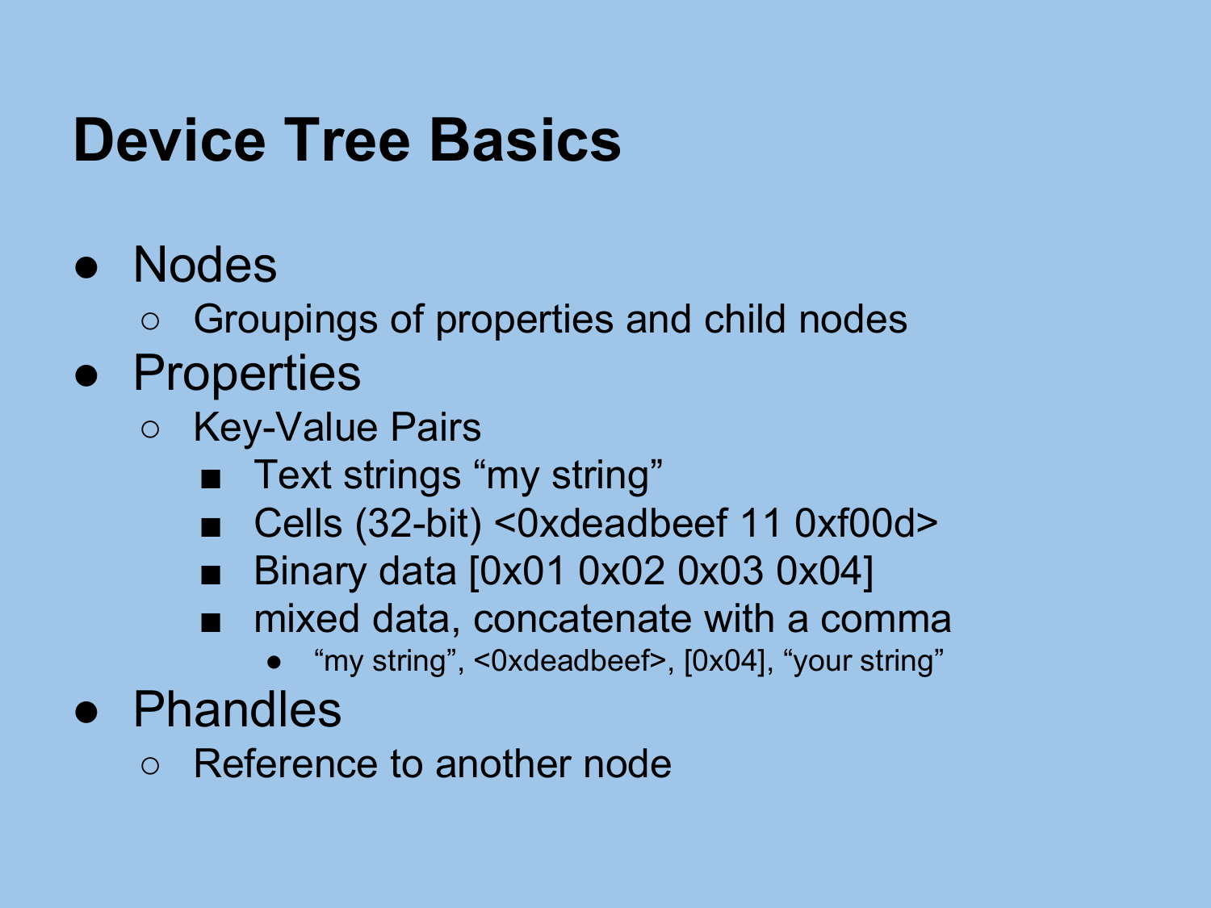# Device Tree Basics

- Nodes
  - Groupings of properties and child nodes
- Properties
  - Key-Value Pairs
    - Text strings “my string”
    - Cells (32-bit) <0xdeadbeef 11 0xf00d>
    - Binary data [0x01 0x02 0x03 0x04]
    - mixed data, concatenate with a comma
      - “my string”, <0xdeadbeef>, [0x04], “your string”
- Phandles
  - Reference to another node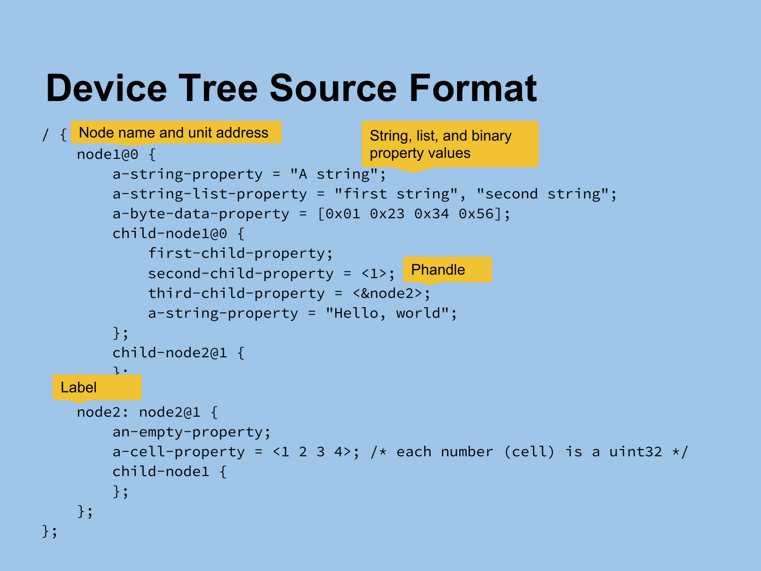# Device Tree Source Format

```
/ {
    node1@0 {
        a-string-property = "A string";
        a-string-list-property = "first string", "second string";
        a-byte-data-property = [0x01 0x23 0x34 0x56];
        child-node1@0 {
            first-child-property;
            second-child-property = <1>;
            third-child-property = <&node2>;
            a-string-property = "Hello, world";
        };
        child-node2@1 {
        };
    };
    node2: node2@1 {
        an-empty-property;
        a-cell-property = <1 2 3 4>; /* each number (cell) is a uint32 */
        child-node1 {
        };
    };
};
```

Annotations:

- Node name and unit address
- String, list, and binary property values
- Phandle
- Label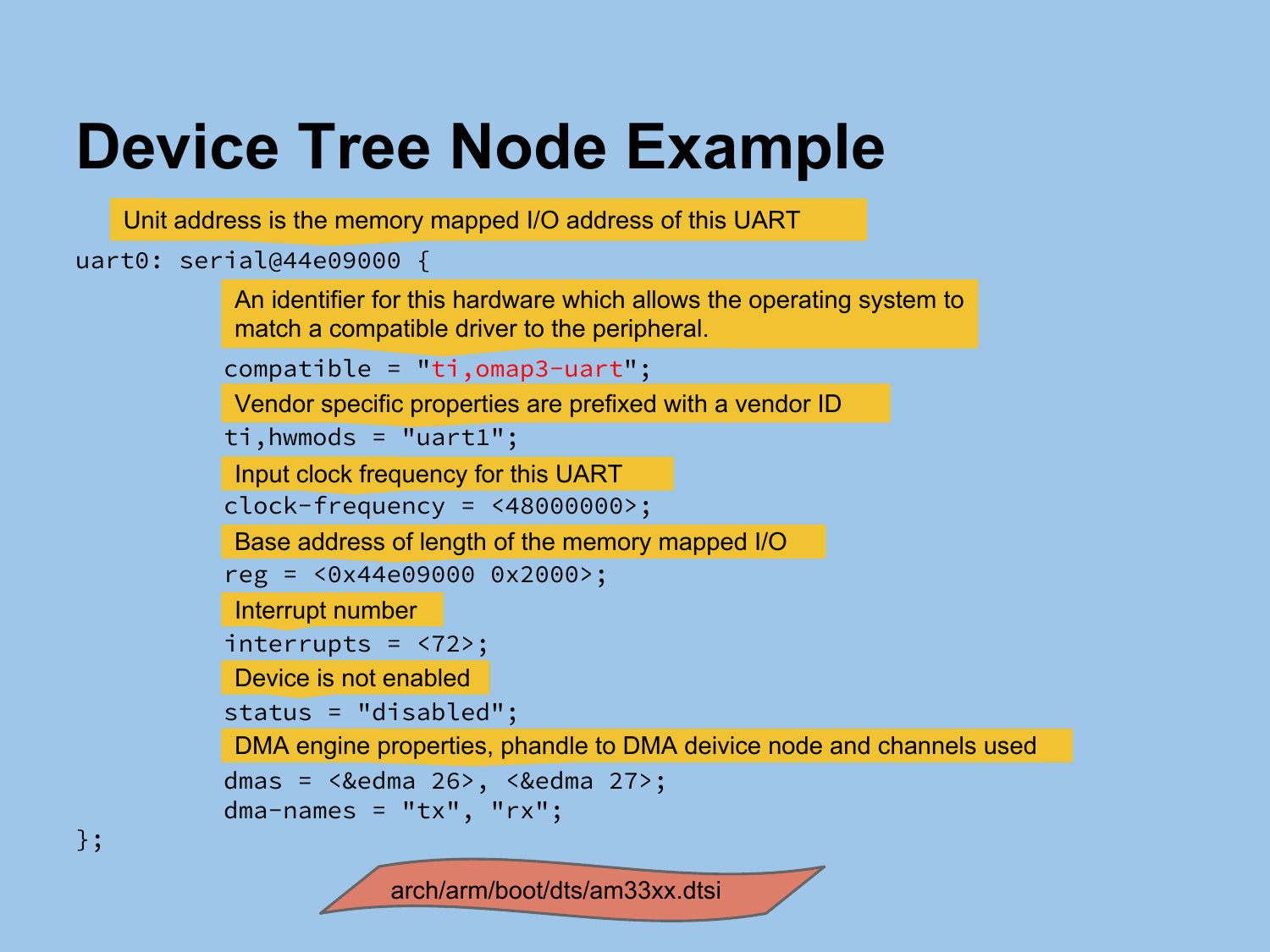# Device Tree Node Example

Unit address is the memory mapped I/O address of this UART

```
uart0: serial@44e09000 {
```

An identifier for this hardware which allows the operating system to match a compatible driver to the peripheral.

```
        compatible = "ti,omap3-uart";
```

Vendor specific properties are prefixed with a vendor ID

```
        ti,hwmods = "uart1";
```

Input clock frequency for this UART

```
        clock-frequency = <48000000>;
```

Base address of length of the memory mapped I/O

```
        reg = <0x44e09000 0x2000>;
```

Interrupt number

```
        interrupts = <72>;
```

Device is not enabled

```
        status = "disabled";
```

DMA engine properties, phandle to DMA deivice node and channels used

```
        dmas = <&edma 26>, <&edma 27>;
        dma-names = "tx", "rx";
};
```

arch/arm/boot/dts/am33xx.dtsi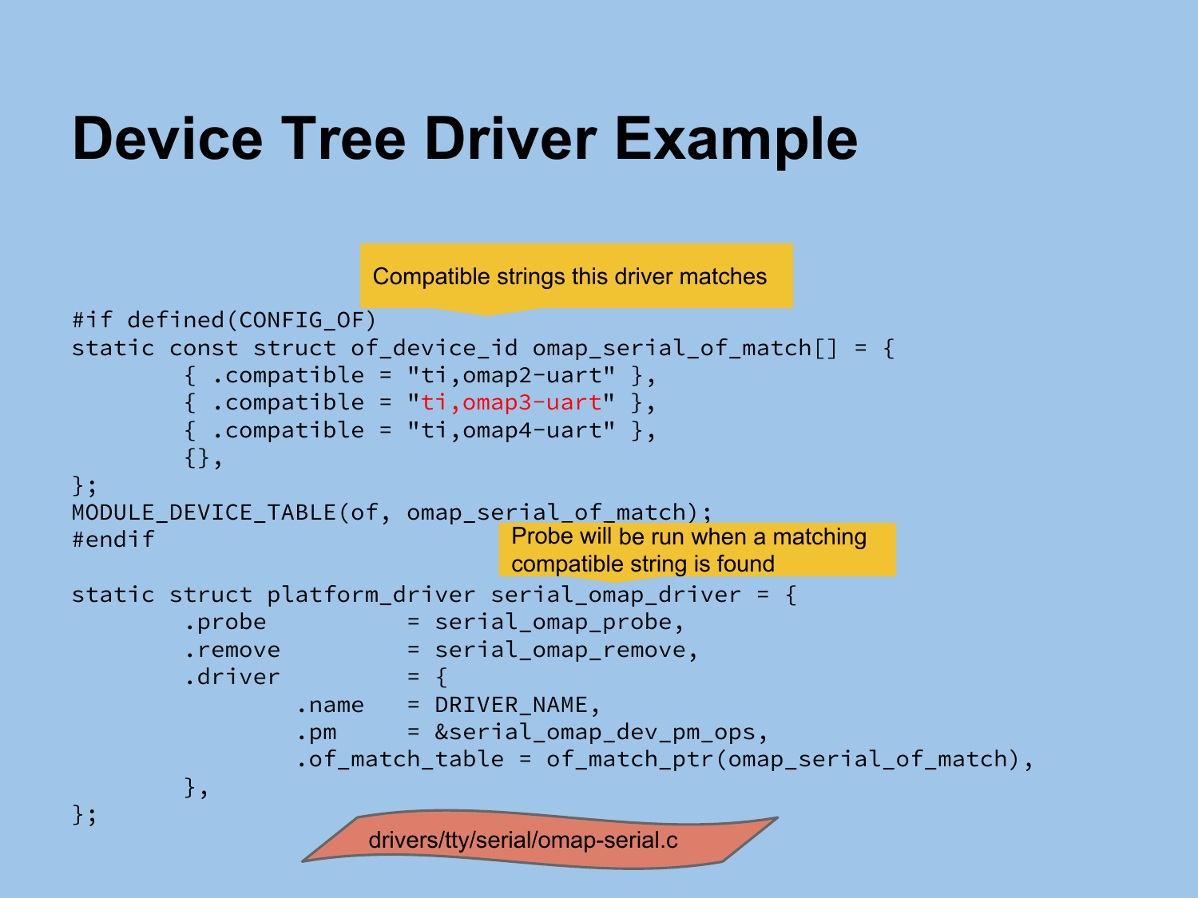# Device Tree Driver Example

Compatible strings this driver matches

```
#if defined(CONFIG_OF)
static const struct of_device_id omap_serial_of_match[] = {
        { .compatible = "ti,omap2-uart" },
        { .compatible = "ti,omap3-uart" },
        { .compatible = "ti,omap4-uart" },
        {},
};
MODULE_DEVICE_TABLE(of, omap_serial_of_match);
#endif
```

Probe will be run when a matching compatible string is found

```
static struct platform_driver serial_omap_driver = {
        .probe          = serial_omap_probe,
        .remove         = serial_omap_remove,
        .driver         = {
                .name   = DRIVER_NAME,
                .pm     = &serial_omap_dev_pm_ops,
                .of_match_table = of_match_ptr(omap_serial_of_match),
        },
};
```

drivers/tty/serial/omap-serial.c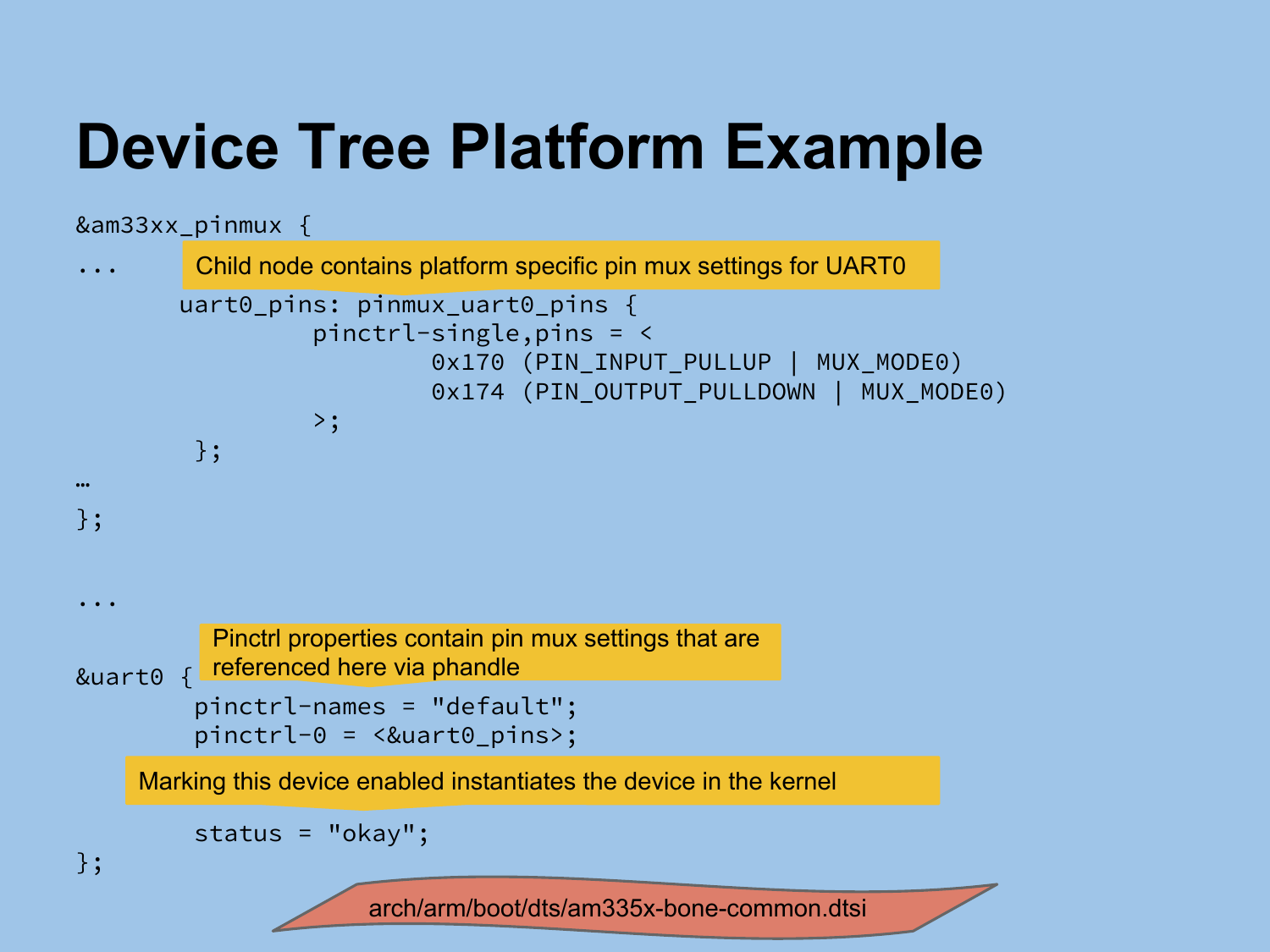# Device Tree Platform Example

```
&am33xx_pinmux {
...
        uart0_pins: pinmux_uart0_pins {
                pinctrl-single,pins = <
                        0x170 (PIN_INPUT_PULLUP | MUX_MODE0)
                        0x174 (PIN_OUTPUT_PULLDOWN | MUX_MODE0)
                >;
        };
…
};
```

Child node contains platform specific pin mux settings for UART0

```
...

&uart0 {
        pinctrl-names = "default";
        pinctrl-0 = <&uart0_pins>;

        status = "okay";
};
```

Pinctrl properties contain pin mux settings that are referenced here via phandle

Marking this device enabled instantiates the device in the kernel

arch/arm/boot/dts/am335x-bone-common.dtsi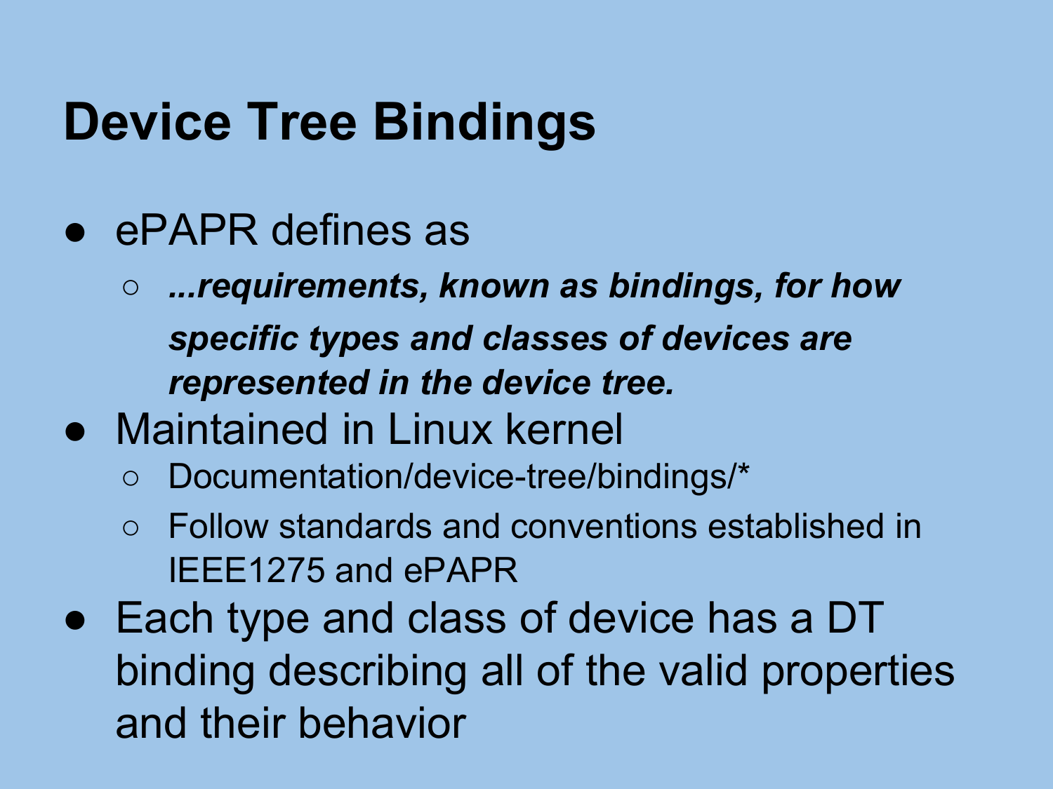# Device Tree Bindings

- ePAPR defines as
  - ***...requirements, known as bindings, for how specific types and classes of devices are represented in the device tree.***
- Maintained in Linux kernel
  - Documentation/device-tree/bindings/*
  - Follow standards and conventions established in IEEE1275 and ePAPR
- Each type and class of device has a DT binding describing all of the valid properties and their behavior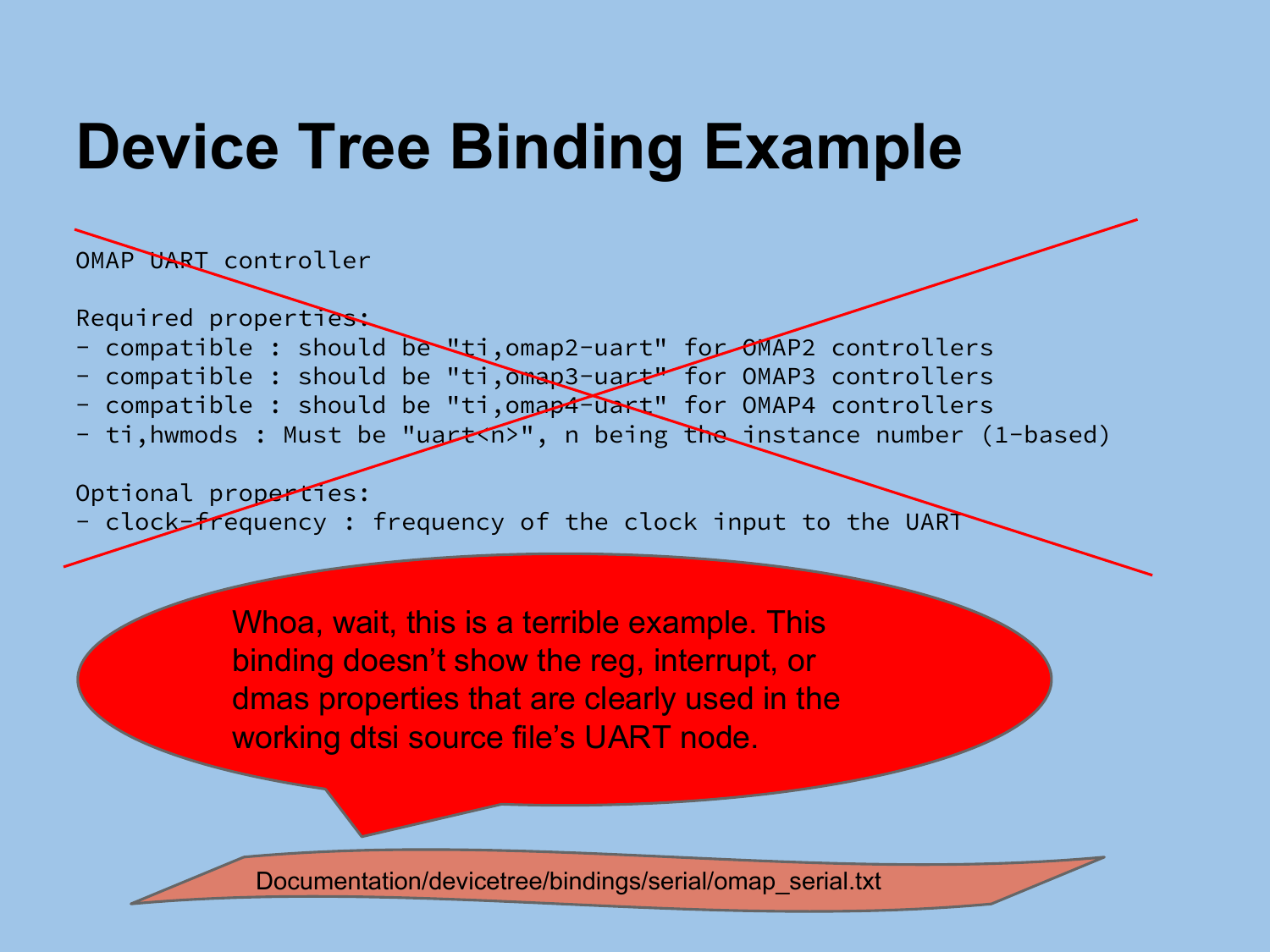# Device Tree Binding Example

```
OMAP UART controller

Required properties:
- compatible : should be "ti,omap2-uart" for OMAP2 controllers
- compatible : should be "ti,omap3-uart" for OMAP3 controllers
- compatible : should be "ti,omap4-uart" for OMAP4 controllers
- ti,hwmods : Must be "uart<n>", n being the instance number (1-based)

Optional properties:
- clock-frequency : frequency of the clock input to the UART
```

Whoa, wait, this is a terrible example. This binding doesn't show the reg, interrupt, or dmas properties that are clearly used in the working dtsi source file's UART node.

Documentation/devicetree/bindings/serial/omap_serial.txt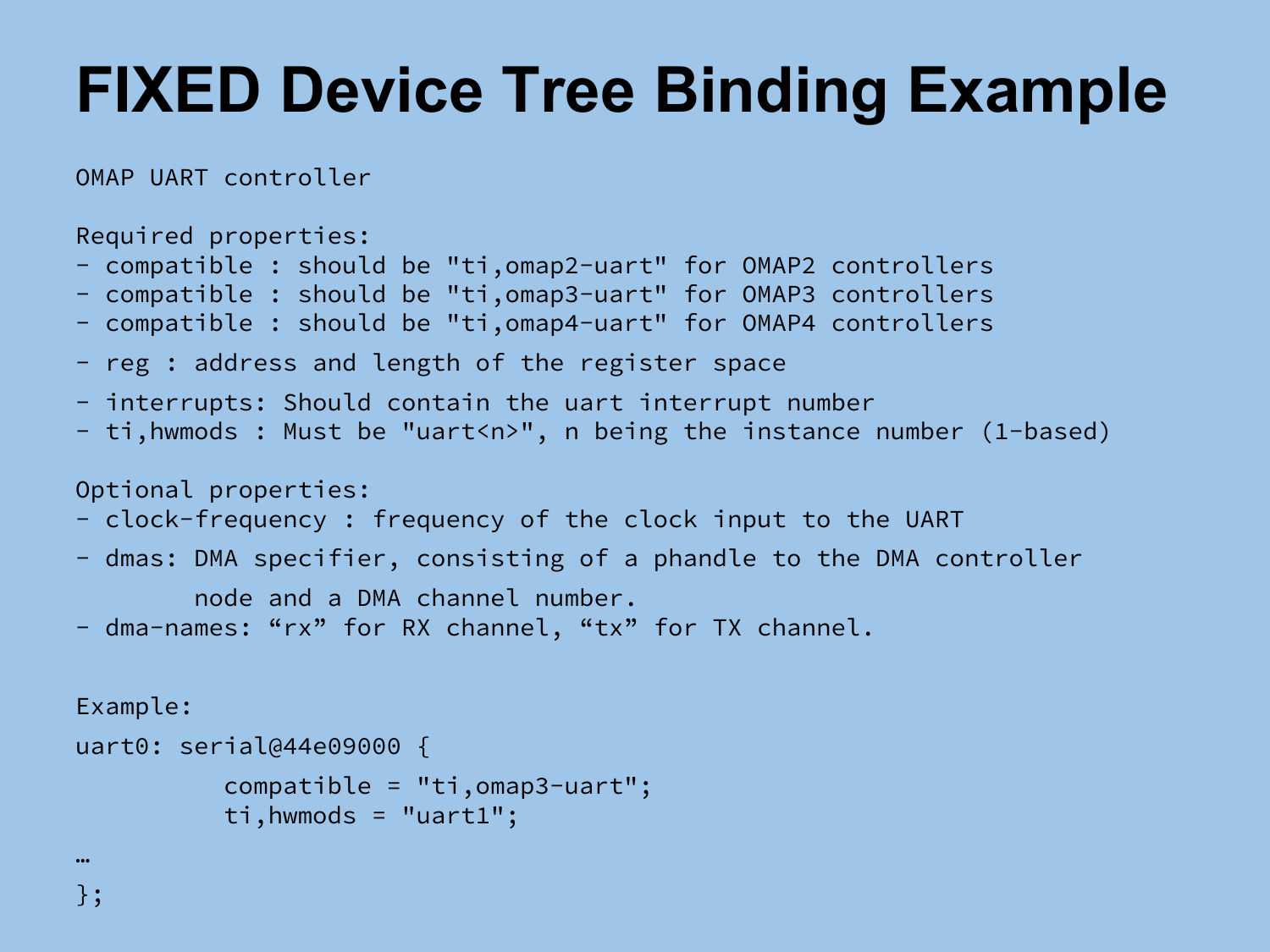# FIXED Device Tree Binding Example

```
OMAP UART controller

Required properties:
- compatible : should be "ti,omap2-uart" for OMAP2 controllers
- compatible : should be "ti,omap3-uart" for OMAP3 controllers
- compatible : should be "ti,omap4-uart" for OMAP4 controllers
- reg : address and length of the register space
- interrupts: Should contain the uart interrupt number
- ti,hwmods : Must be "uart<n>", n being the instance number (1-based)

Optional properties:
- clock-frequency : frequency of the clock input to the UART
- dmas: DMA specifier, consisting of a phandle to the DMA controller
        node and a DMA channel number.
- dma-names: “rx” for RX channel, “tx” for TX channel.


Example:
uart0: serial@44e09000 {
          compatible = "ti,omap3-uart";
          ti,hwmods = "uart1";
…
};
```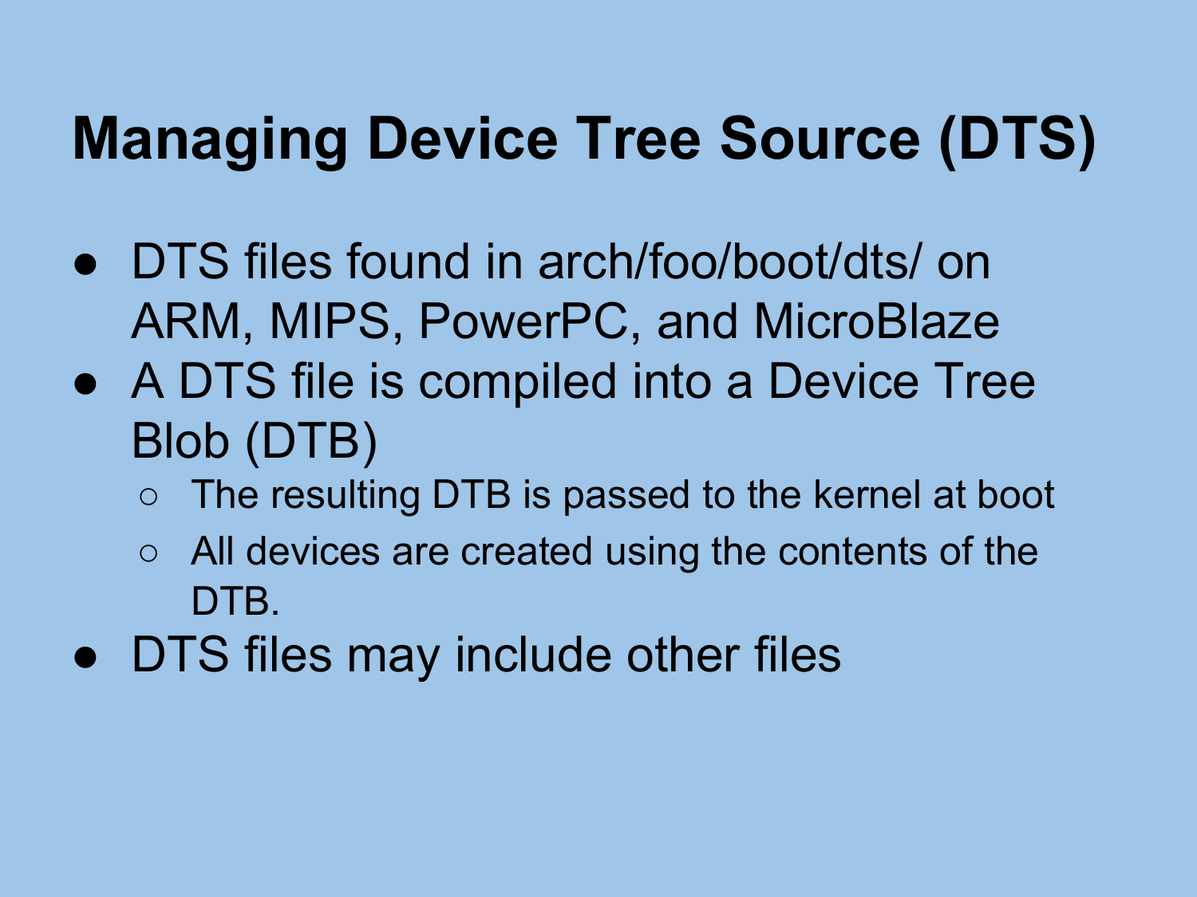# Managing Device Tree Source (DTS)

- DTS files found in arch/foo/boot/dts/ on ARM, MIPS, PowerPC, and MicroBlaze
- A DTS file is compiled into a Device Tree Blob (DTB)
  - The resulting DTB is passed to the kernel at boot
  - All devices are created using the contents of the DTB.
- DTS files may include other files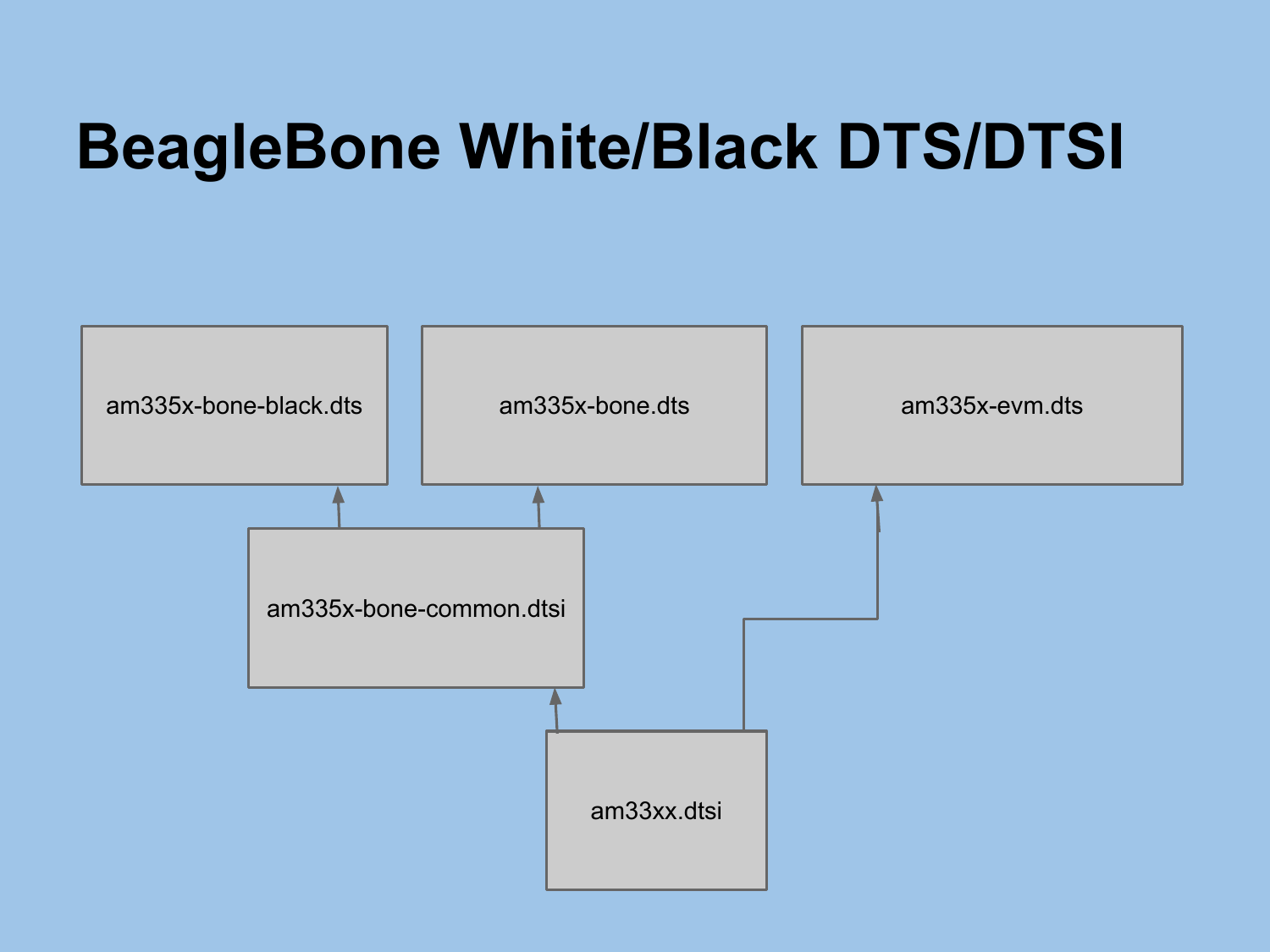# BeagleBone White/Black DTS/DTSI

am335x-bone-black.dts

am335x-bone.dts

am335x-evm.dts

am335x-bone-common.dtsi

am33xx.dtsi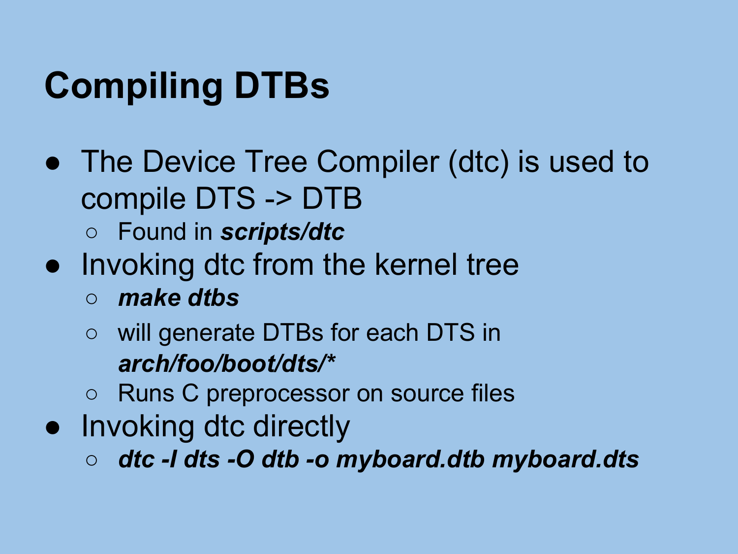# Compiling DTBs

- The Device Tree Compiler (dtc) is used to compile DTS -> DTB
  - Found in ***scripts/dtc***
- Invoking dtc from the kernel tree
  - ***make dtbs***
  - will generate DTBs for each DTS in ***arch/foo/boot/dts/****
  - Runs C preprocessor on source files
- Invoking dtc directly
  - ***dtc -I dts -O dtb -o myboard.dtb myboard.dts***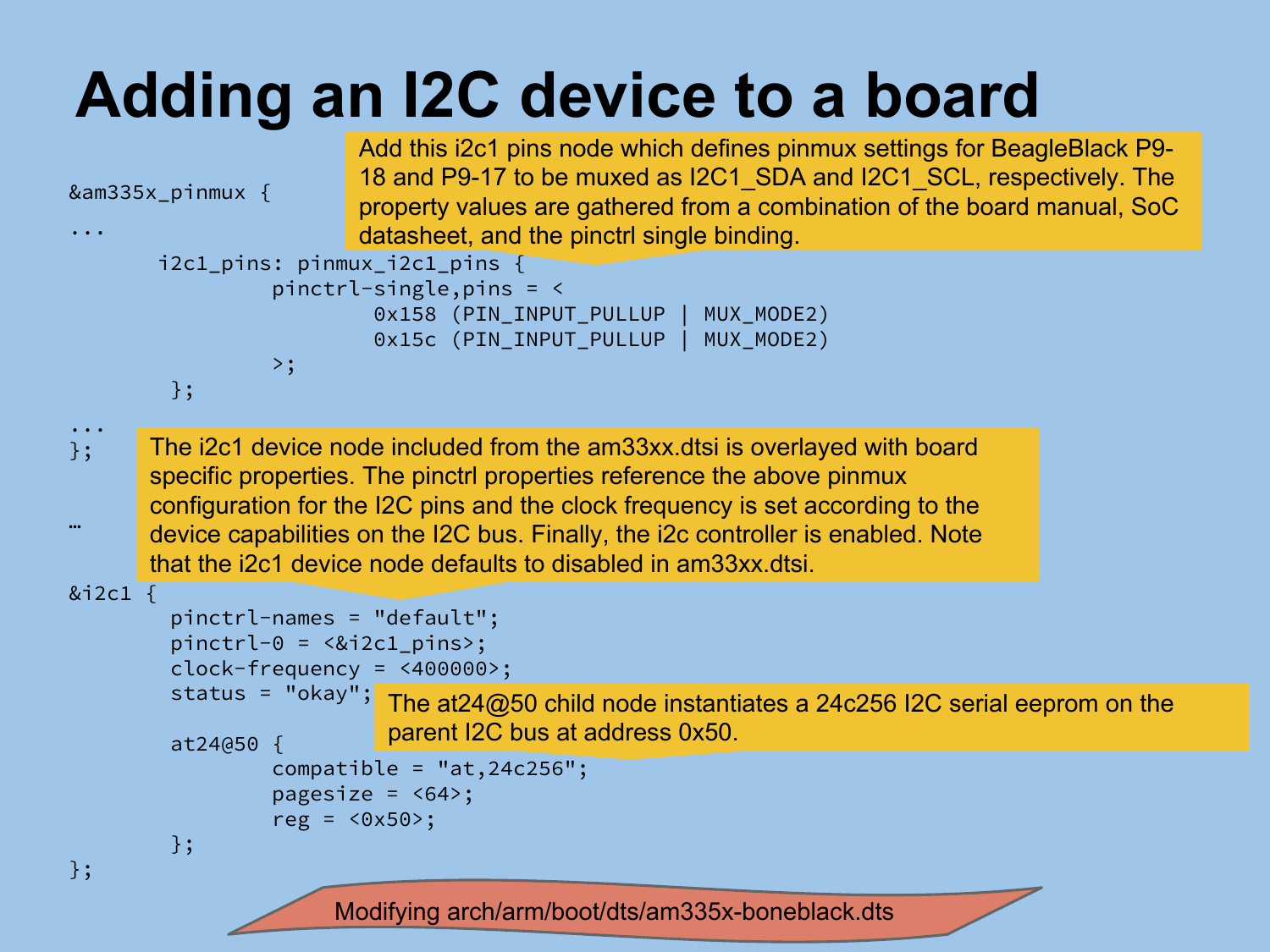# Adding an I2C device to a board

```
&am335x_pinmux {
...
        i2c1_pins: pinmux_i2c1_pins {
                pinctrl-single,pins = <
                        0x158 (PIN_INPUT_PULLUP | MUX_MODE2)
                        0x15c (PIN_INPUT_PULLUP | MUX_MODE2)
                >;
        };
...
};

…

&i2c1 {
        pinctrl-names = "default";
        pinctrl-0 = <&i2c1_pins>;
        clock-frequency = <400000>;
        status = "okay";

        at24@50 {
                compatible = "at,24c256";
                pagesize = <64>;
                reg = <0x50>;
        };
};
```

Add this i2c1 pins node which defines pinmux settings for BeagleBlack P9-18 and P9-17 to be muxed as I2C1_SDA and I2C1_SCL, respectively. The property values are gathered from a combination of the board manual, SoC datasheet, and the pinctrl single binding.

The i2c1 device node included from the am33xx.dtsi is overlayed with board specific properties. The pinctrl properties reference the above pinmux configuration for the I2C pins and the clock frequency is set according to the device capabilities on the I2C bus. Finally, the i2c controller is enabled. Note that the i2c1 device node defaults to disabled in am33xx.dtsi.

The at24@50 child node instantiates a 24c256 I2C serial eeprom on the parent I2C bus at address 0x50.

Modifying arch/arm/boot/dts/am335x-boneblack.dts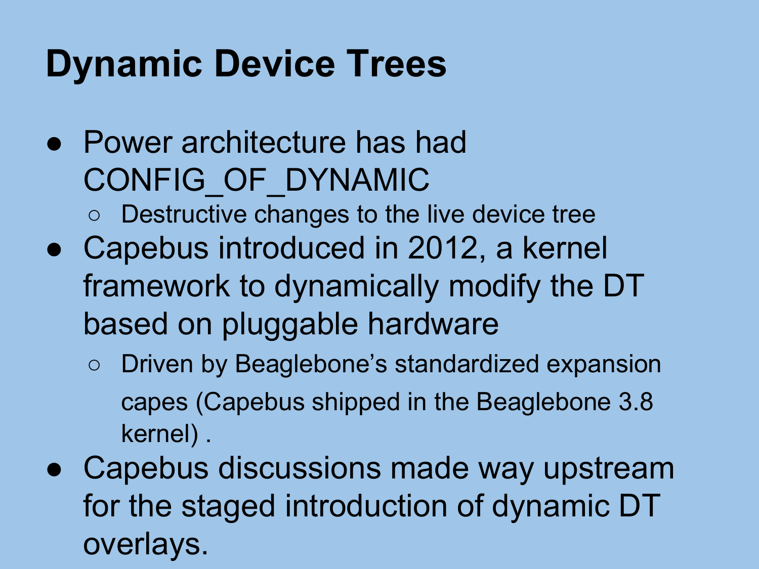# Dynamic Device Trees

- Power architecture has had CONFIG_OF_DYNAMIC
  - Destructive changes to the live device tree
- Capebus introduced in 2012, a kernel framework to dynamically modify the DT based on pluggable hardware
  - Driven by Beaglebone's standardized expansion capes (Capebus shipped in the Beaglebone 3.8 kernel) .
- Capebus discussions made way upstream for the staged introduction of dynamic DT overlays.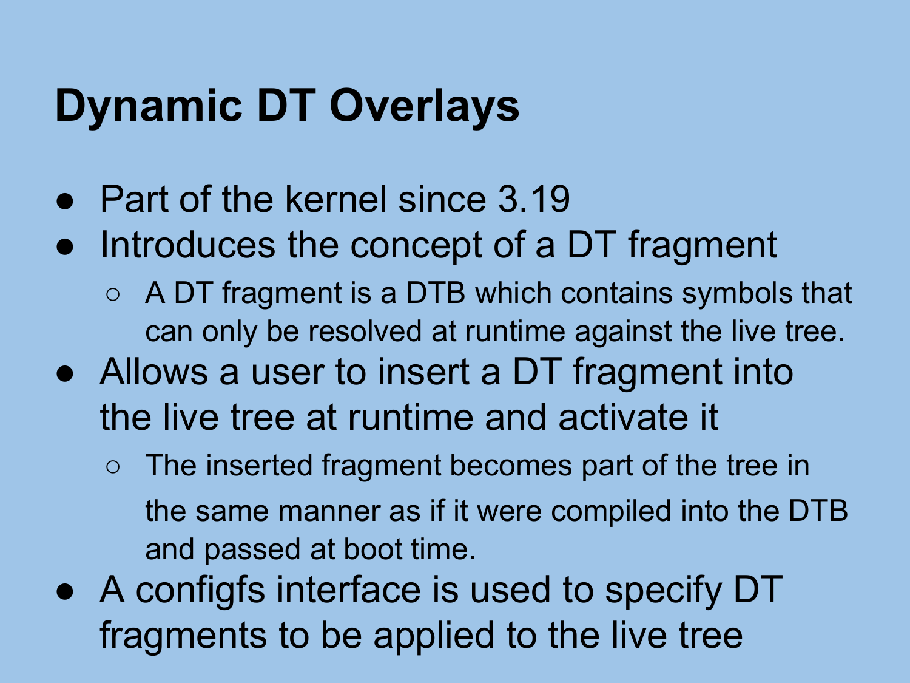# Dynamic DT Overlays

- Part of the kernel since 3.19
- Introduces the concept of a DT fragment
  - A DT fragment is a DTB which contains symbols that can only be resolved at runtime against the live tree.
- Allows a user to insert a DT fragment into the live tree at runtime and activate it
  - The inserted fragment becomes part of the tree in the same manner as if it were compiled into the DTB and passed at boot time.
- A configfs interface is used to specify DT fragments to be applied to the live tree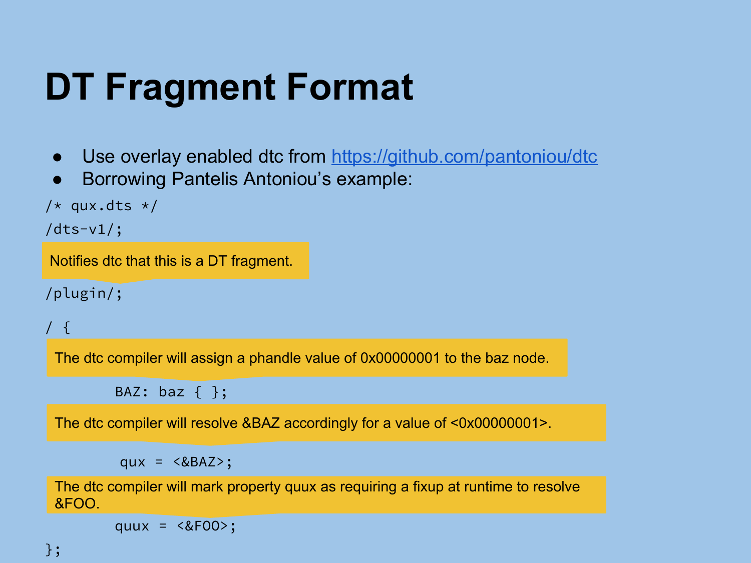# DT Fragment Format

- Use overlay enabled dtc from https://github.com/pantoniou/dtc
- Borrowing Pantelis Antoniou's example:

```
/* qux.dts */
/dts-v1/;
```

Notifies dtc that this is a DT fragment.

```
/plugin/;

/ {
```

The dtc compiler will assign a phandle value of 0x00000001 to the baz node.

```
        BAZ: baz { };
```

The dtc compiler will resolve &BAZ accordingly for a value of <0x00000001>.

```
        qux = <&BAZ>;
```

The dtc compiler will mark property quux as requiring a fixup at runtime to resolve &FOO.

```
        quux = <&FOO>;
};
```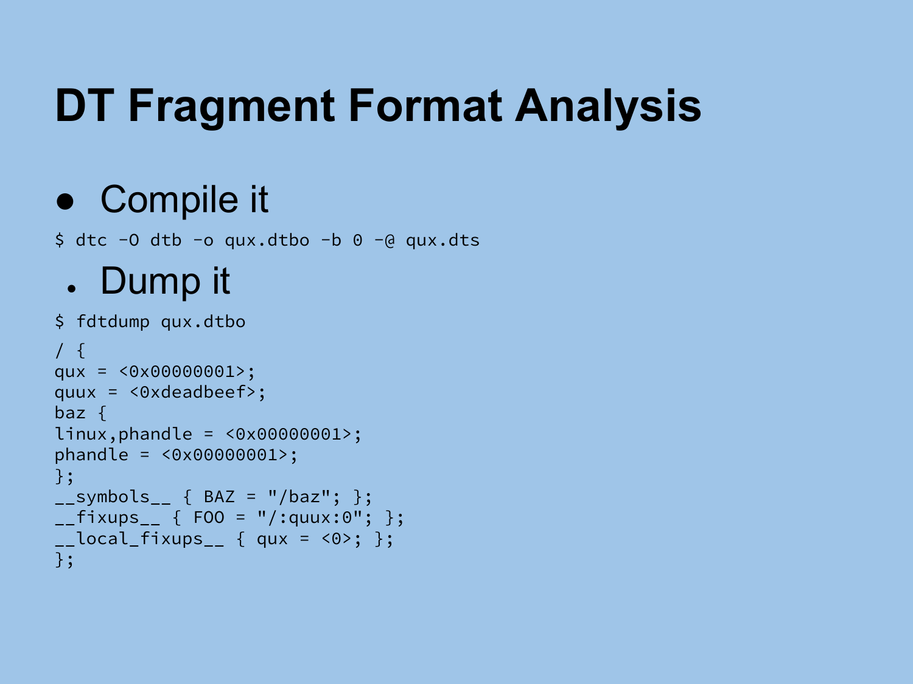# DT Fragment Format Analysis

- Compile it

```
$ dtc -O dtb -o qux.dtbo -b 0 -@ qux.dts
```

- Dump it

```
$ fdtdump qux.dtbo
/ {
qux = <0x00000001>;
quux = <0xdeadbeef>;
baz {
linux,phandle = <0x00000001>;
phandle = <0x00000001>;
};
__symbols__ { BAZ = "/baz"; };
__fixups__ { FOO = "/:quux:0"; };
__local_fixups__ { qux = <0>; };
};
```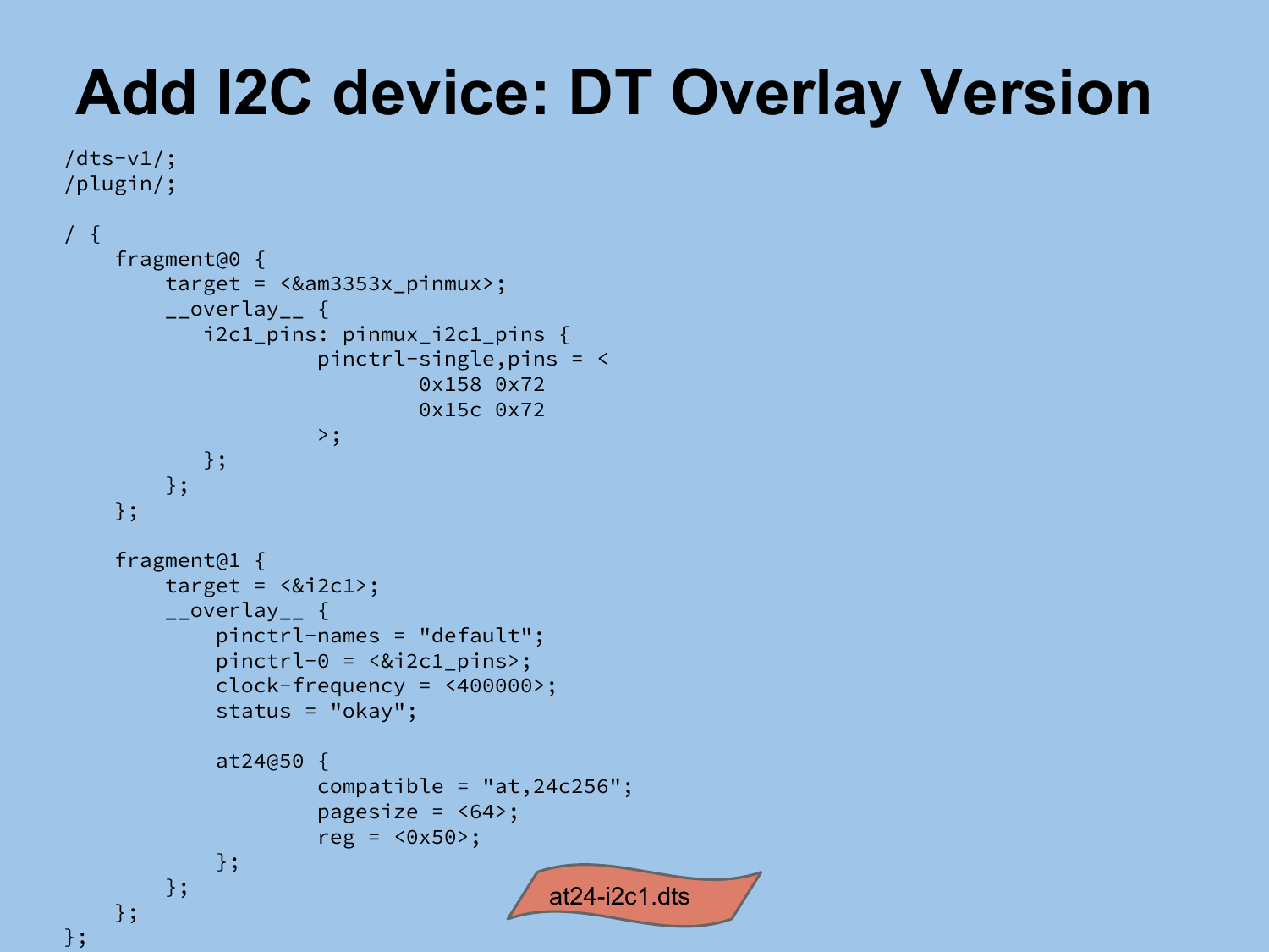# Add I2C device: DT Overlay Version

```
/dts-v1/;
/plugin/;

/ {
    fragment@0 {
        target = <&am3353x_pinmux>;
        __overlay__ {
           i2c1_pins: pinmux_i2c1_pins {
                    pinctrl-single,pins = <
                            0x158 0x72
                            0x15c 0x72
                    >;
           };
        };
    };

    fragment@1 {
        target = <&i2c1>;
        __overlay__ {
            pinctrl-names = "default";
            pinctrl-0 = <&i2c1_pins>;
            clock-frequency = <400000>;
            status = "okay";

            at24@50 {
                    compatible = "at,24c256";
                    pagesize = <64>;
                    reg = <0x50>;
            };
        };
    };
};
```

at24-i2c1.dts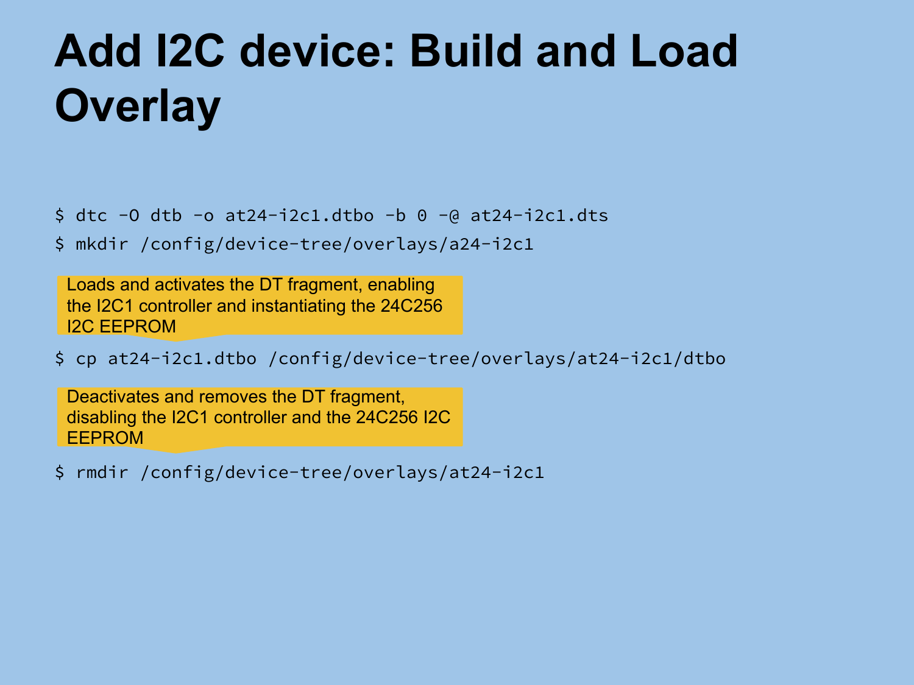# Add I2C device: Build and Load Overlay

```
$ dtc -O dtb -o at24-i2c1.dtbo -b 0 -@ at24-i2c1.dts
$ mkdir /config/device-tree/overlays/a24-i2c1
```

Loads and activates the DT fragment, enabling the I2C1 controller and instantiating the 24C256 I2C EEPROM

```
$ cp at24-i2c1.dtbo /config/device-tree/overlays/at24-i2c1/dtbo
```

Deactivates and removes the DT fragment, disabling the I2C1 controller and the 24C256 I2C EEPROM

```
$ rmdir /config/device-tree/overlays/at24-i2c1
```